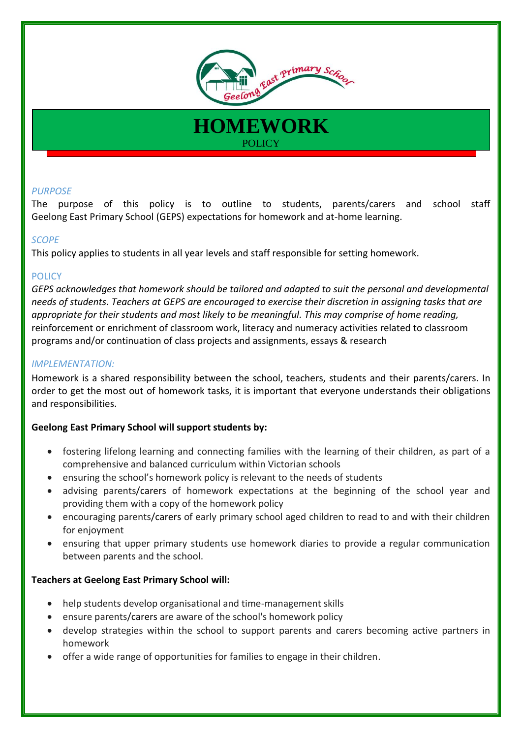# HOMEWORK

POLICY

*PURPOSE*

The purpose of this policy is to outline to students, parents/carers and school staff Geelong East Primary School (GEPS) expectations for homework and at-home learning.

*SCOPE*

This policy applies to students in all year levels and staff responsible for setting homework.

## POLICY

*GEPS acknowledges that homework should be tailored and adapted to suit the personal and developmental needs of students. Teachers at GEPS are encouraged to exercise their discretion in assigning tasks that are appropriate for their students and most likely to be meaningful. This may comprise of home reading,* reinforcement or enrichment of classroom work, literacy and numeracy activities related to classroom programs and/or continuation of class projects and assignments, essays & research

*IMPLEMENTATION:*

Homework is a shared responsibility between the school, teachers, students and their parents/carers. In order to get the most out of homework tasks, it is important that everyone understands their obligations and responsibilities.

**Geelong East Primary School will support students by:**

- fostering lifelong learning and connecting families with the learning of their children, as part of a comprehensive and balanced curriculum within Victorian schools
- ensuring the school's homework policy is relevant to the needs of students
- advising parents/carers of homework expectations at the beginning of the school year and providing them with a copy of the homework policy
- encouraging parents/carers of early primary school aged children to read to and with their children for enjoyment
- ensuring that upper primary students use homework diaries to provide a regular communication between parents and the school.

**Teachers at Geelong East Primary School will:**

- help students develop organisational and time-management skills
- ensure parents/carers are aware of the school's homework policy
- develop strategies within the school to support parents and carers becoming active partners in homework
- offer a wide range of opportunities for families to engage in their children.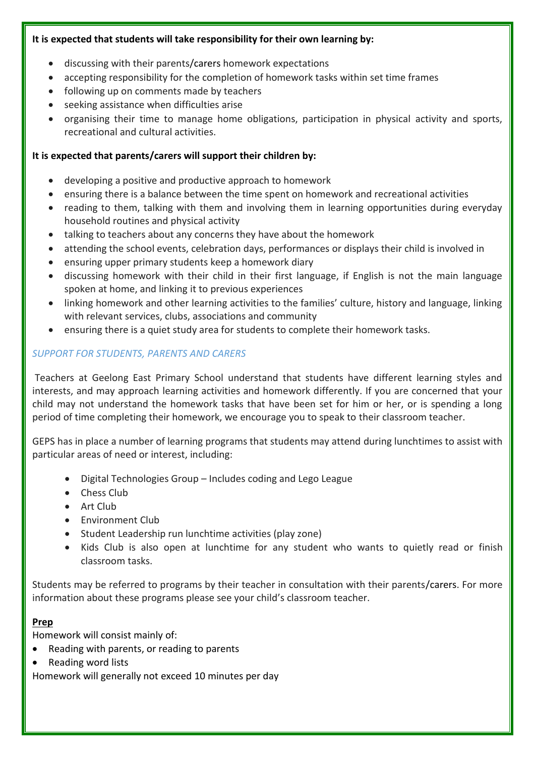**It is expected that students will take responsibility for their own learning by:**

- discussing with their parents/carers homework expectations
- accepting responsibility for the completion of homework tasks within set time frames
- following up on comments made by teachers
- seeking assistance when difficulties arise
- organising their time to manage home obligations, participation in physical activity and sports, recreational and cultural activities.

**It is expected that parents/carers will support their children by:**

- developing a positive and productive approach to homework
- ensuring there is a balance between the time spent on homework and recreational activities
- reading to them, talking with them and involving them in learning opportunities during everyday household routines and physical activity
- talking to teachers about any concerns they have about the homework
- attending the school events, celebration days, performances or displays their child is involved in
- ensuring upper primary students keep a homework diary
- discussing homework with their child in their first language, if English is not the main language spoken at home, and linking it to previous experiences
- linking homework and other learning activities to the families' culture, history and language, linking with relevant services, clubs, associations and community
- ensuring there is a quiet study area for students to complete their homework tasks.

*SUPPORT FOR STUDENTS, PARENTS AND CARERS*

Teachers at Geelong East Primary School understand that students have different learning styles and interests, and may approach learning activities and homework differently. If you are concerned that your child may not understand the homework tasks that have been set for him or her, or is spending a long period of time completing their homework, we encourage you to speak to their classroom teacher.

GEPS has in place a number of learning programs that students may attend during lunchtimes to assist with particular areas of need or interest, including:

- Digital Technologies Group – Includes coding and Lego League
- Chess Club
- Art Club
- Environment Club
- Student Leadership run lunchtime activities (play zone)
- Kids Club is also open at lunchtime for any student who wants to quietly read or finish classroom tasks.

Students may be referred to programs by their teacher in consultation with their parents/carers. For more information about these programs please see your child's classroom teacher.

**<u>Prep</u>**

Homework will consist mainly of:

- Reading with parents, or reading to parents
- Reading word lists

Homework will generally not exceed 10 minutes per day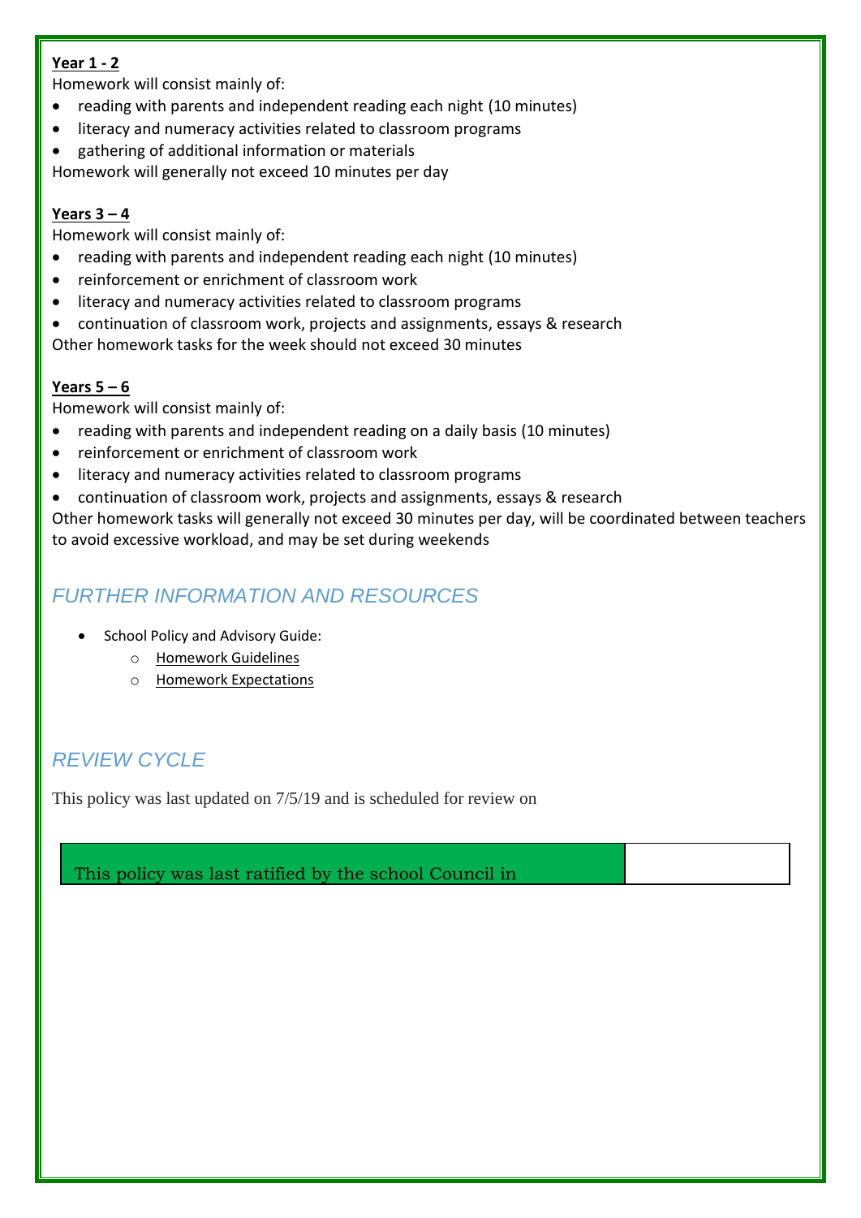**Year 1 - 2**

Homework will consist mainly of:

- reading with parents and independent reading each night (10 minutes)
- literacy and numeracy activities related to classroom programs
- gathering of additional information or materials

Homework will generally not exceed 10 minutes per day

**Years 3 – 4**

Homework will consist mainly of:

- reading with parents and independent reading each night (10 minutes)
- reinforcement or enrichment of classroom work
- literacy and numeracy activities related to classroom programs
- continuation of classroom work, projects and assignments, essays & research

Other homework tasks for the week should not exceed 30 minutes

**Years 5 – 6**

Homework will consist mainly of:

- reading with parents and independent reading on a daily basis (10 minutes)
- reinforcement or enrichment of classroom work
- literacy and numeracy activities related to classroom programs
- continuation of classroom work, projects and assignments, essays & research

Other homework tasks will generally not exceed 30 minutes per day, will be coordinated between teachers to avoid excessive workload, and may be set during weekends

## *FURTHER INFORMATION AND RESOURCES*

- School Policy and Advisory Guide:
  - Homework Guidelines
  - Homework Expectations

## *REVIEW CYCLE*

This policy was last updated on 7/5/19 and is scheduled for review on

| | |
|---|---|
| This policy was last ratified by the school Council in | |